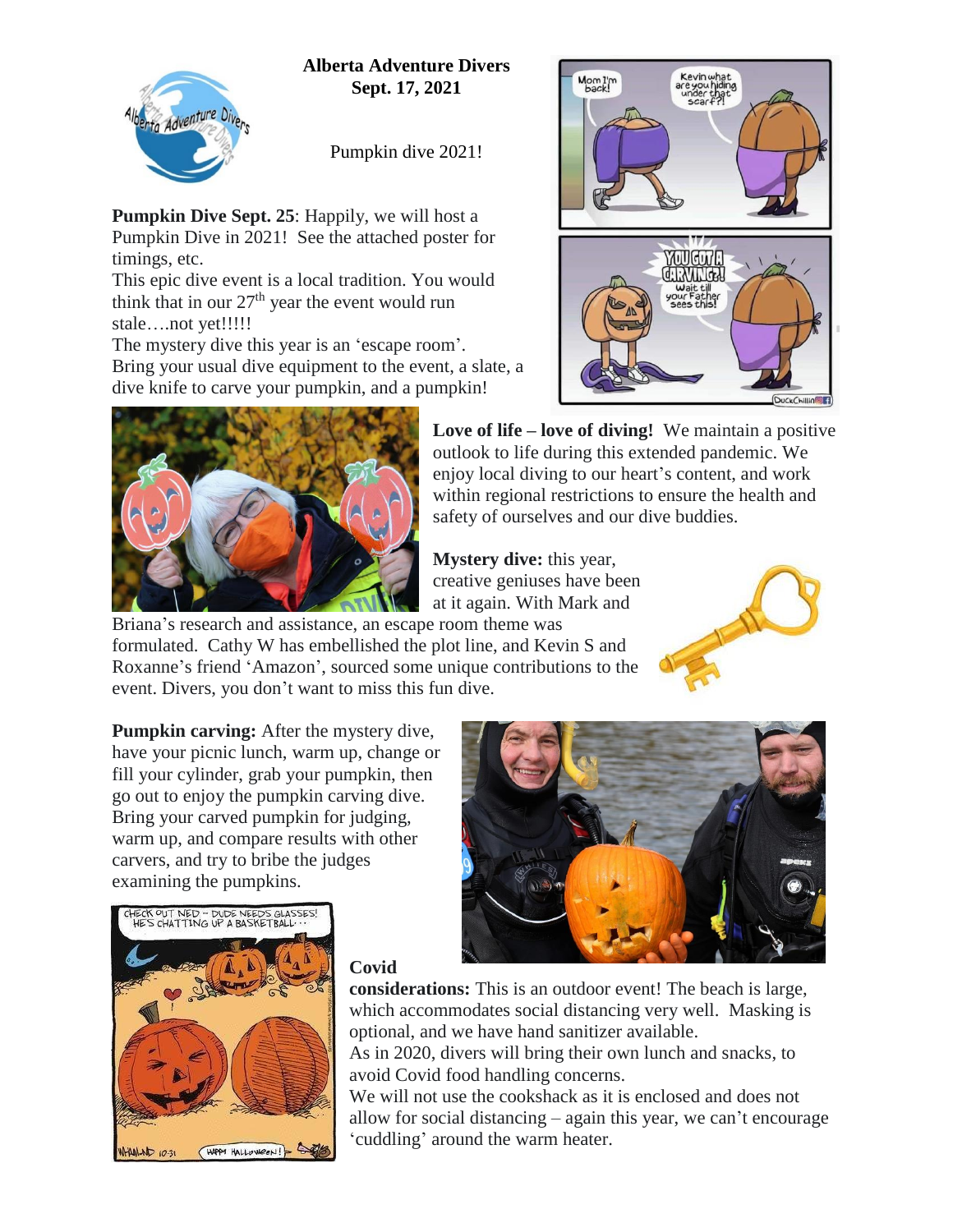# Alberta Adventure Divers
## Sept. 17, 2021

Pumpkin dive 2021!

**Pumpkin Dive Sept. 25**: Happily, we will host a Pumpkin Dive in 2021! See the attached poster for timings, etc.

This epic dive event is a local tradition. You would think that in our 27th year the event would run stale….not yet!!!!!

The mystery dive this year is an 'escape room'. Bring your usual dive equipment to the event, a slate, a dive knife to carve your pumpkin, and a pumpkin!

**Love of life – love of diving!** We maintain a positive outlook to life during this extended pandemic. We enjoy local diving to our heart's content, and work within regional restrictions to ensure the health and safety of ourselves and our dive buddies.

**Mystery dive:** this year, creative geniuses have been at it again. With Mark and Briana's research and assistance, an escape room theme was formulated. Cathy W has embellished the plot line, and Kevin S and Roxanne's friend 'Amazon', sourced some unique contributions to the event. Divers, you don't want to miss this fun dive.

**Pumpkin carving:** After the mystery dive, have your picnic lunch, warm up, change or fill your cylinder, grab your pumpkin, then go out to enjoy the pumpkin carving dive. Bring your carved pumpkin for judging, warm up, and compare results with other carvers, and try to bribe the judges examining the pumpkins.

**Covid considerations:** This is an outdoor event! The beach is large, which accommodates social distancing very well. Masking is optional, and we have hand sanitizer available.

As in 2020, divers will bring their own lunch and snacks, to avoid Covid food handling concerns.

We will not use the cookshack as it is enclosed and does not allow for social distancing – again this year, we can't encourage 'cuddling' around the warm heater.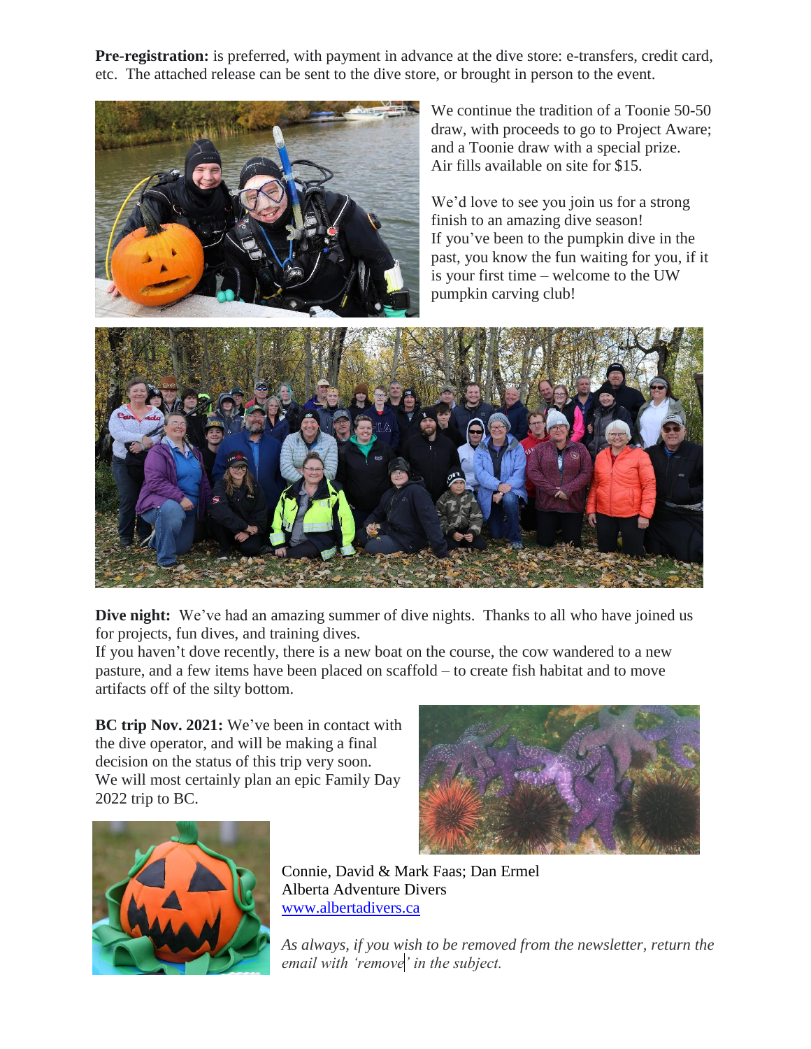**Pre-registration:** is preferred, with payment in advance at the dive store: e-transfers, credit card, etc. The attached release can be sent to the dive store, or brought in person to the event.

We continue the tradition of a Toonie 50-50 draw, with proceeds to go to Project Aware; and a Toonie draw with a special prize. Air fills available on site for $15.

We'd love to see you join us for a strong finish to an amazing dive season! If you've been to the pumpkin dive in the past, you know the fun waiting for you, if it is your first time – welcome to the UW pumpkin carving club!

**Dive night:** We've had an amazing summer of dive nights. Thanks to all who have joined us for projects, fun dives, and training dives.
If you haven't dove recently, there is a new boat on the course, the cow wandered to a new pasture, and a few items have been placed on scaffold – to create fish habitat and to move artifacts off of the silty bottom.

**BC trip Nov. 2021:** We've been in contact with the dive operator, and will be making a final decision on the status of this trip very soon. We will most certainly plan an epic Family Day 2022 trip to BC.

Connie, David & Mark Faas; Dan Ermel
Alberta Adventure Divers
www.albertadivers.ca

*As always, if you wish to be removed from the newsletter, return the email with 'remove' in the subject.*